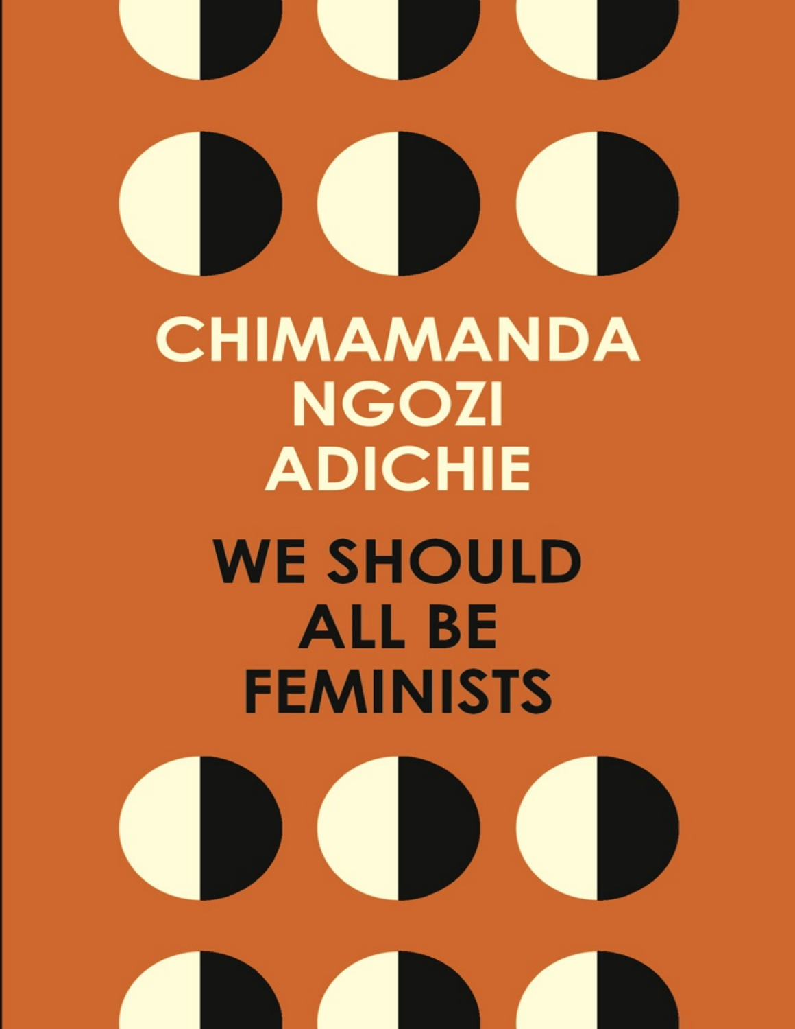CHIMAMANDA NGOZI ADICHIE

# WE SHOULD ALL BE FEMINISTS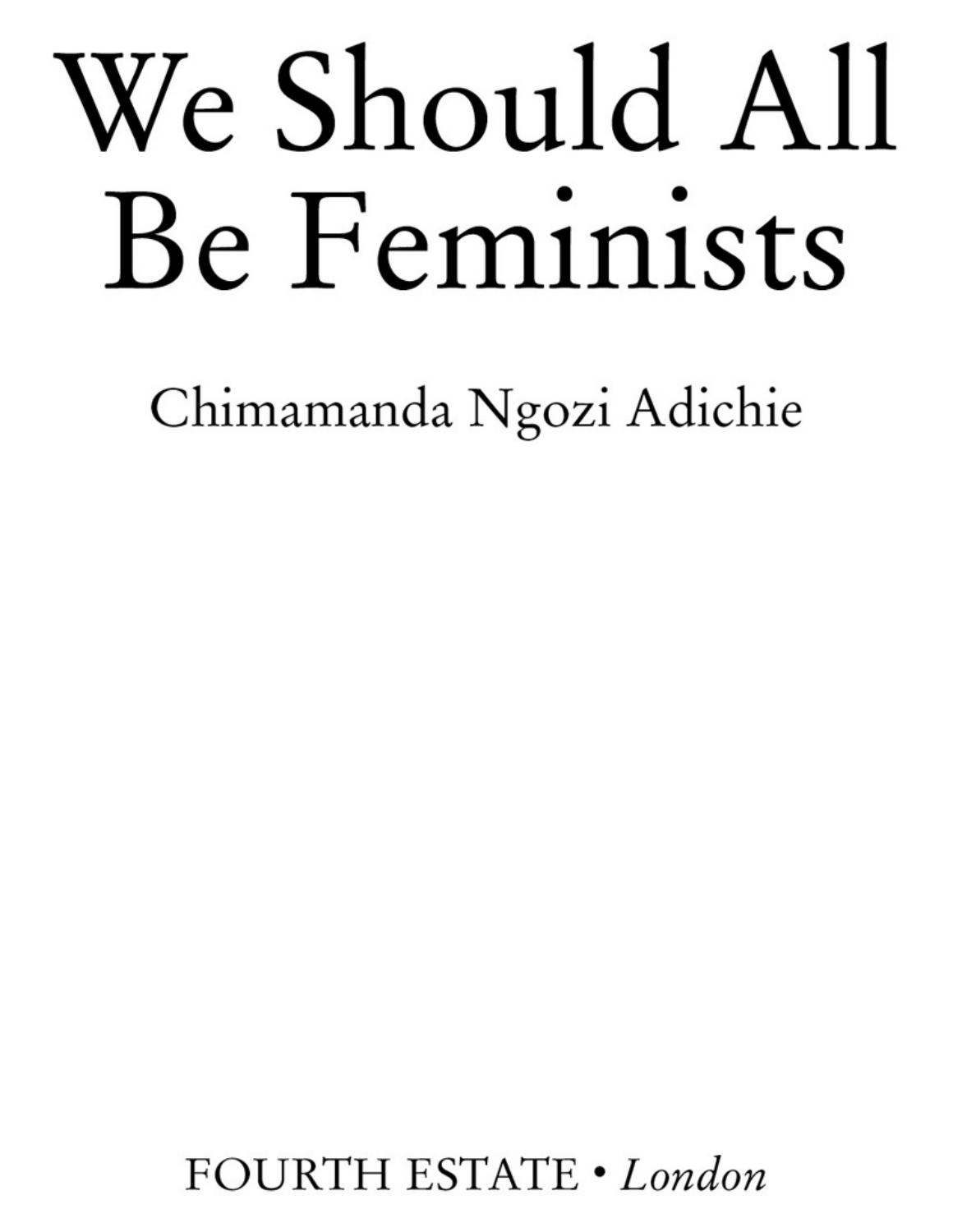# We Should All Be Feminists

Chimamanda Ngozi Adichie

FOURTH ESTATE • *London*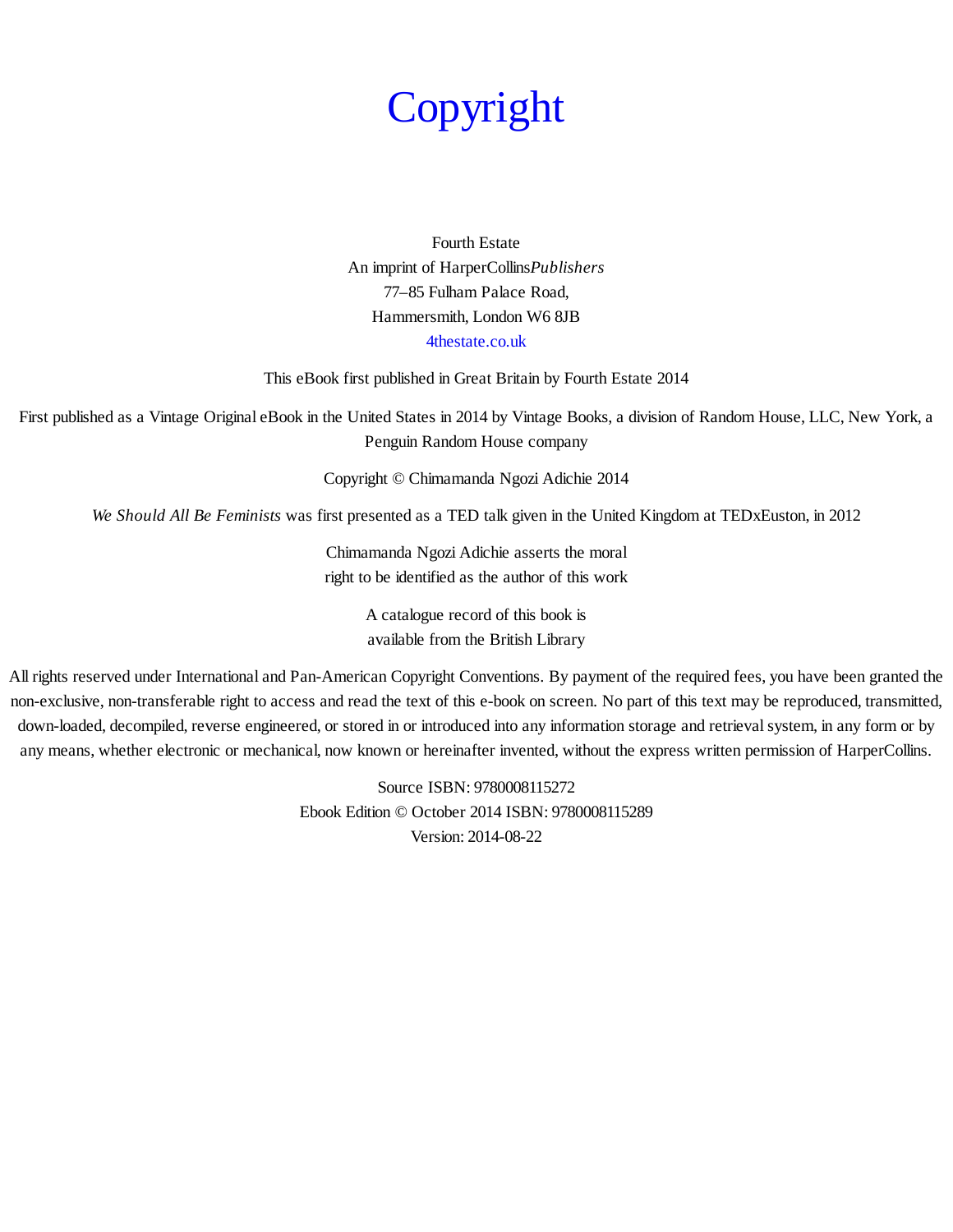# Copyright

Fourth Estate
An imprint of HarperCollins*Publishers*
77–85 Fulham Palace Road,
Hammersmith, London W6 8JB
4thestate.co.uk

This eBook first published in Great Britain by Fourth Estate 2014

First published as a Vintage Original eBook in the United States in 2014 by Vintage Books, a division of Random House, LLC, New York, a Penguin Random House company

Copyright © Chimamanda Ngozi Adichie 2014

*We Should All Be Feminists* was first presented as a TED talk given in the United Kingdom at TEDxEuston, in 2012

Chimamanda Ngozi Adichie asserts the moral
right to be identified as the author of this work

A catalogue record of this book is
available from the British Library

All rights reserved under International and Pan-American Copyright Conventions. By payment of the required fees, you have been granted the non-exclusive, non-transferable right to access and read the text of this e-book on screen. No part of this text may be reproduced, transmitted, down-loaded, decompiled, reverse engineered, or stored in or introduced into any information storage and retrieval system, in any form or by any means, whether electronic or mechanical, now known or hereinafter invented, without the express written permission of HarperCollins.

Source ISBN: 9780008115272
Ebook Edition © October 2014 ISBN: 9780008115289
Version: 2014-08-22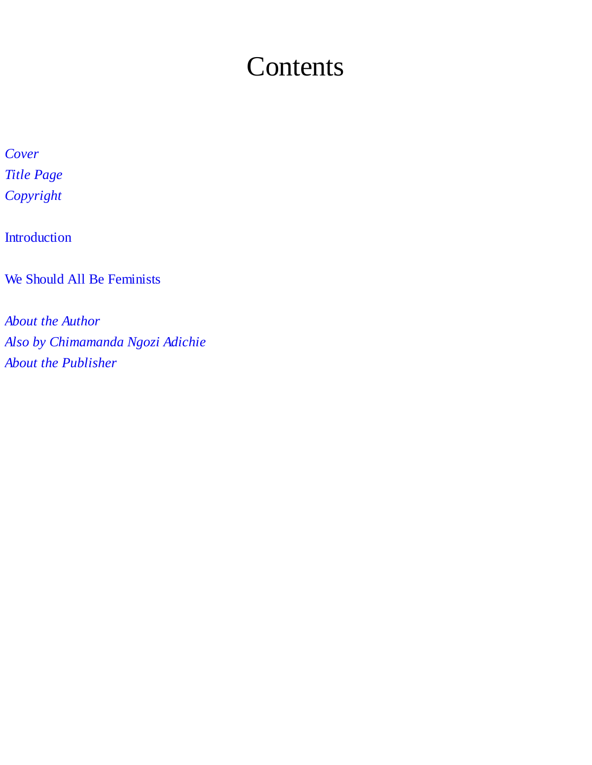# Contents

*Cover*
*Title Page*
*Copyright*

Introduction

We Should All Be Feminists

*About the Author*
*Also by Chimamanda Ngozi Adichie*
*About the Publisher*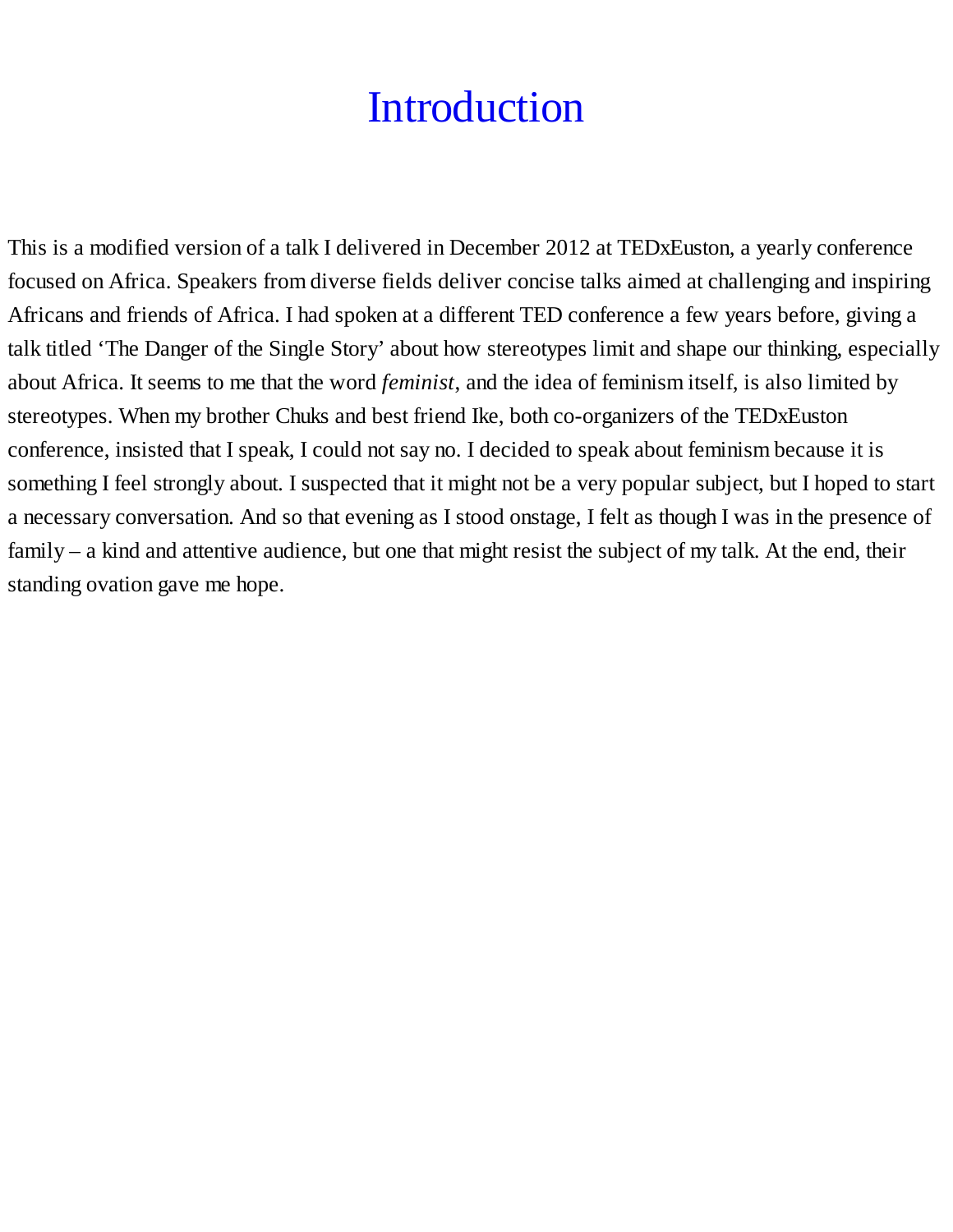# Introduction

This is a modified version of a talk I delivered in December 2012 at TEDxEuston, a yearly conference focused on Africa. Speakers from diverse fields deliver concise talks aimed at challenging and inspiring Africans and friends of Africa. I had spoken at a different TED conference a few years before, giving a talk titled 'The Danger of the Single Story' about how stereotypes limit and shape our thinking, especially about Africa. It seems to me that the word *feminist*, and the idea of feminism itself, is also limited by stereotypes. When my brother Chuks and best friend Ike, both co-organizers of the TEDxEuston conference, insisted that I speak, I could not say no. I decided to speak about feminism because it is something I feel strongly about. I suspected that it might not be a very popular subject, but I hoped to start a necessary conversation. And so that evening as I stood onstage, I felt as though I was in the presence of family – a kind and attentive audience, but one that might resist the subject of my talk. At the end, their standing ovation gave me hope.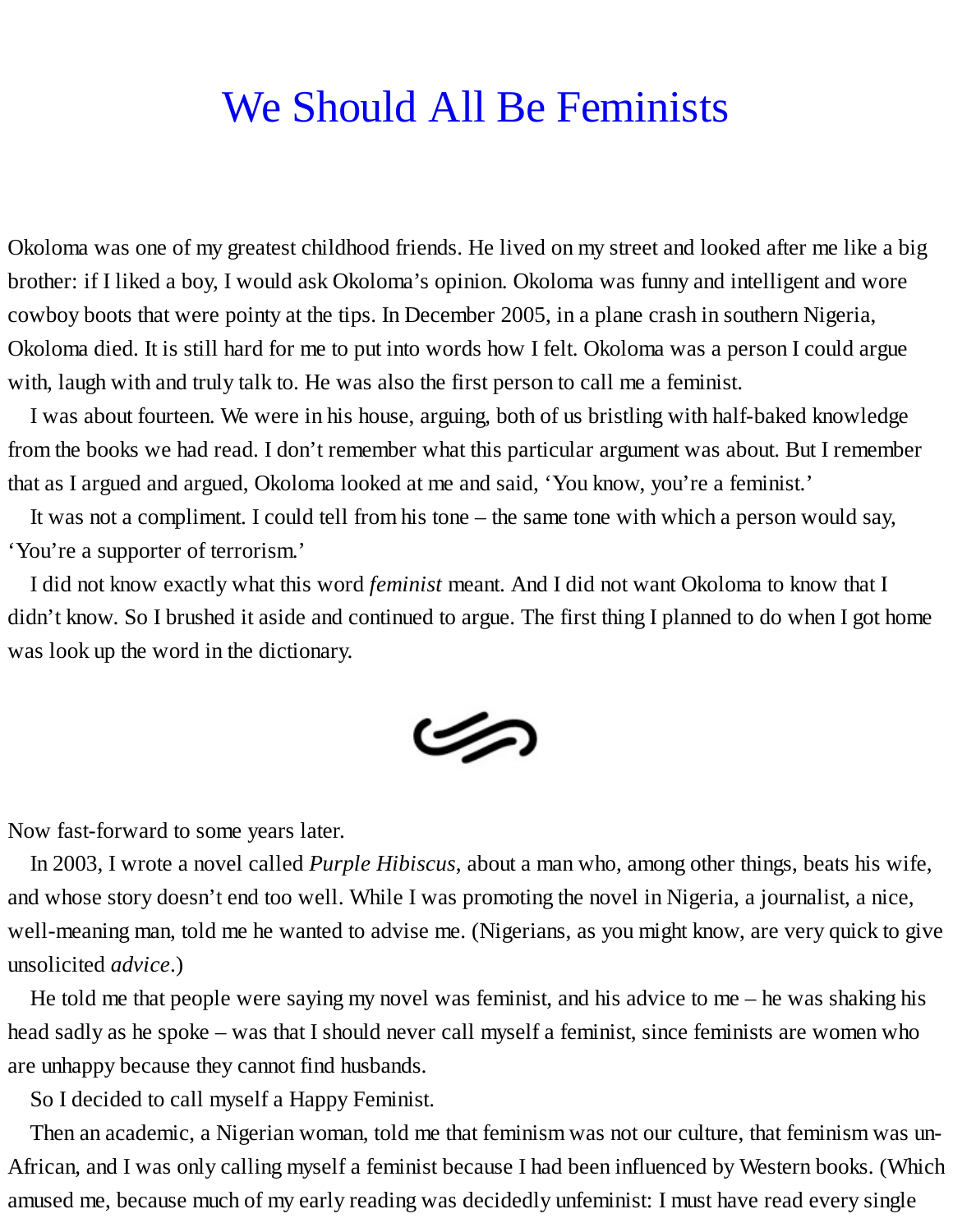# We Should All Be Feminists

Okoloma was one of my greatest childhood friends. He lived on my street and looked after me like a big brother: if I liked a boy, I would ask Okoloma's opinion. Okoloma was funny and intelligent and wore cowboy boots that were pointy at the tips. In December 2005, in a plane crash in southern Nigeria, Okoloma died. It is still hard for me to put into words how I felt. Okoloma was a person I could argue with, laugh with and truly talk to. He was also the first person to call me a feminist.

I was about fourteen. We were in his house, arguing, both of us bristling with half-baked knowledge from the books we had read. I don't remember what this particular argument was about. But I remember that as I argued and argued, Okoloma looked at me and said, 'You know, you're a feminist.'

It was not a compliment. I could tell from his tone – the same tone with which a person would say, 'You're a supporter of terrorism.'

I did not know exactly what this word *feminist* meant. And I did not want Okoloma to know that I didn't know. So I brushed it aside and continued to argue. The first thing I planned to do when I got home was look up the word in the dictionary.

Now fast-forward to some years later.

In 2003, I wrote a novel called *Purple Hibiscus*, about a man who, among other things, beats his wife, and whose story doesn't end too well. While I was promoting the novel in Nigeria, a journalist, a nice, well-meaning man, told me he wanted to advise me. (Nigerians, as you might know, are very quick to give unsolicited *advice*.)

He told me that people were saying my novel was feminist, and his advice to me – he was shaking his head sadly as he spoke – was that I should never call myself a feminist, since feminists are women who are unhappy because they cannot find husbands.

So I decided to call myself a Happy Feminist.

Then an academic, a Nigerian woman, told me that feminism was not our culture, that feminism was un-African, and I was only calling myself a feminist because I had been influenced by Western books. (Which amused me, because much of my early reading was decidedly unfeminist: I must have read every single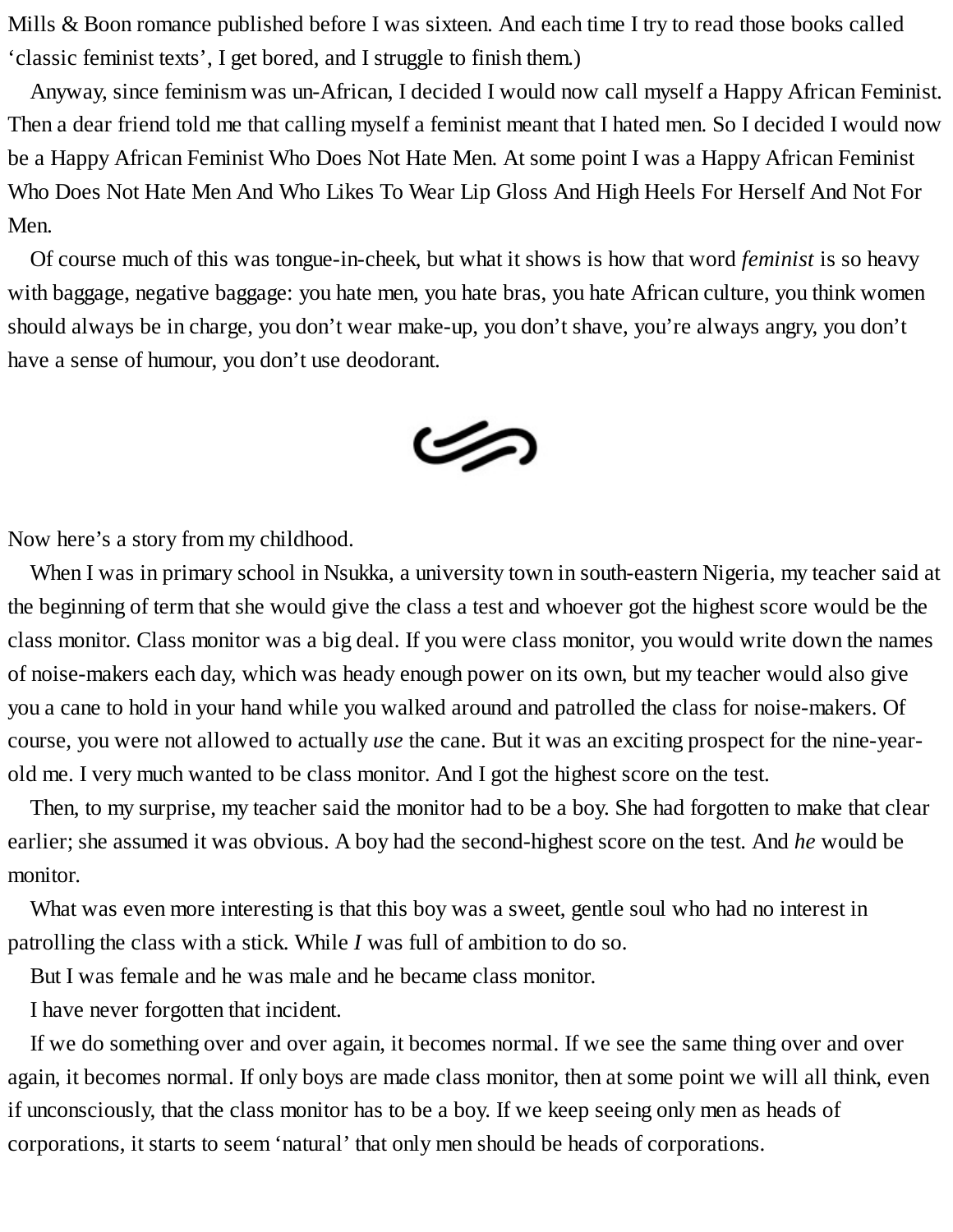Mills & Boon romance published before I was sixteen. And each time I try to read those books called 'classic feminist texts', I get bored, and I struggle to finish them.)

Anyway, since feminism was un-African, I decided I would now call myself a Happy African Feminist. Then a dear friend told me that calling myself a feminist meant that I hated men. So I decided I would now be a Happy African Feminist Who Does Not Hate Men. At some point I was a Happy African Feminist Who Does Not Hate Men And Who Likes To Wear Lip Gloss And High Heels For Herself And Not For Men.

Of course much of this was tongue-in-cheek, but what it shows is how that word *feminist* is so heavy with baggage, negative baggage: you hate men, you hate bras, you hate African culture, you think women should always be in charge, you don't wear make-up, you don't shave, you're always angry, you don't have a sense of humour, you don't use deodorant.

Now here's a story from my childhood.

When I was in primary school in Nsukka, a university town in south-eastern Nigeria, my teacher said at the beginning of term that she would give the class a test and whoever got the highest score would be the class monitor. Class monitor was a big deal. If you were class monitor, you would write down the names of noise-makers each day, which was heady enough power on its own, but my teacher would also give you a cane to hold in your hand while you walked around and patrolled the class for noise-makers. Of course, you were not allowed to actually *use* the cane. But it was an exciting prospect for the nine-year-old me. I very much wanted to be class monitor. And I got the highest score on the test.

Then, to my surprise, my teacher said the monitor had to be a boy. She had forgotten to make that clear earlier; she assumed it was obvious. A boy had the second-highest score on the test. And *he* would be monitor.

What was even more interesting is that this boy was a sweet, gentle soul who had no interest in patrolling the class with a stick. While *I* was full of ambition to do so.

But I was female and he was male and he became class monitor.

I have never forgotten that incident.

If we do something over and over again, it becomes normal. If we see the same thing over and over again, it becomes normal. If only boys are made class monitor, then at some point we will all think, even if unconsciously, that the class monitor has to be a boy. If we keep seeing only men as heads of corporations, it starts to seem 'natural' that only men should be heads of corporations.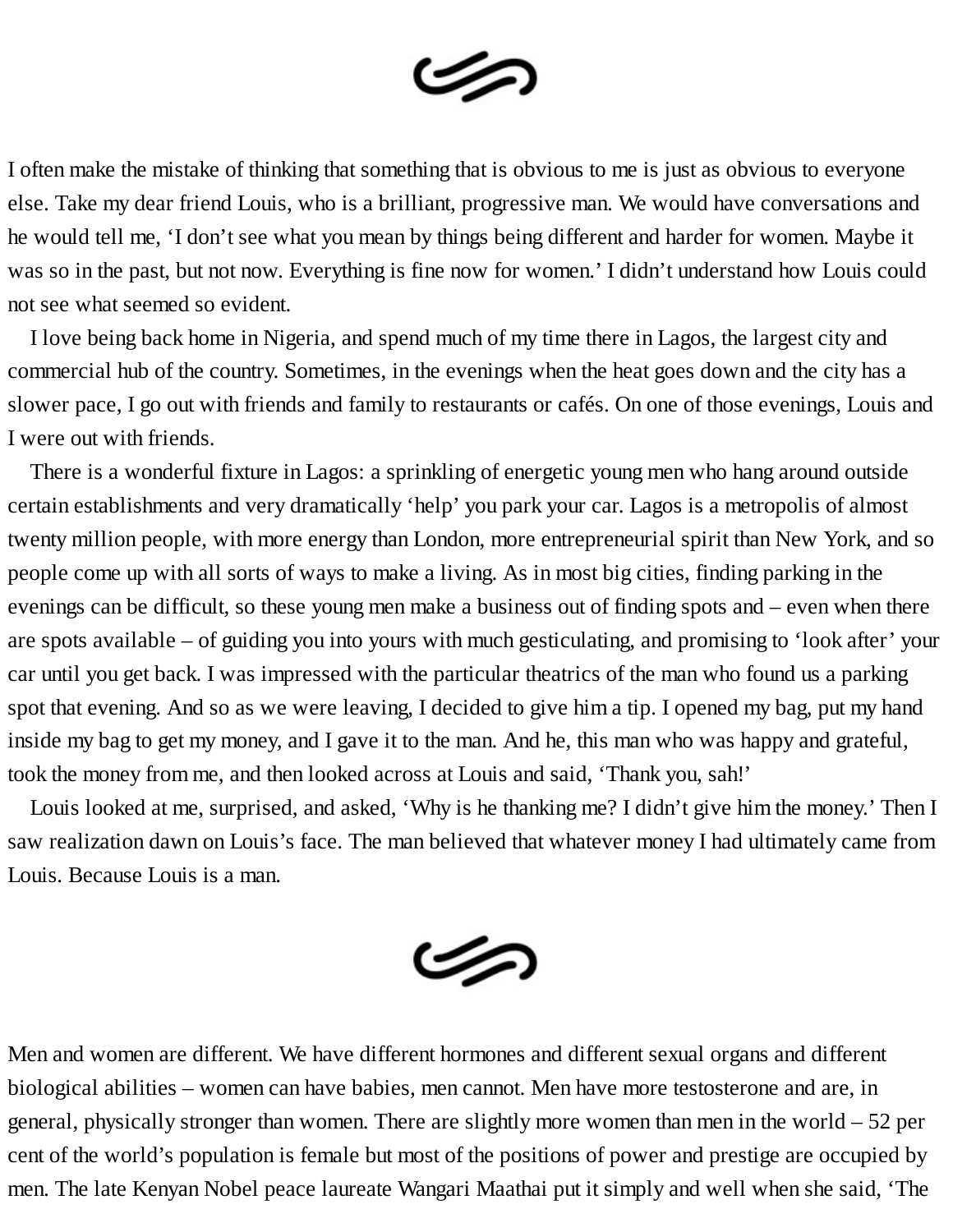I often make the mistake of thinking that something that is obvious to me is just as obvious to everyone else. Take my dear friend Louis, who is a brilliant, progressive man. We would have conversations and he would tell me, 'I don't see what you mean by things being different and harder for women. Maybe it was so in the past, but not now. Everything is fine now for women.' I didn't understand how Louis could not see what seemed so evident.

I love being back home in Nigeria, and spend much of my time there in Lagos, the largest city and commercial hub of the country. Sometimes, in the evenings when the heat goes down and the city has a slower pace, I go out with friends and family to restaurants or cafés. On one of those evenings, Louis and I were out with friends.

There is a wonderful fixture in Lagos: a sprinkling of energetic young men who hang around outside certain establishments and very dramatically 'help' you park your car. Lagos is a metropolis of almost twenty million people, with more energy than London, more entrepreneurial spirit than New York, and so people come up with all sorts of ways to make a living. As in most big cities, finding parking in the evenings can be difficult, so these young men make a business out of finding spots and – even when there are spots available – of guiding you into yours with much gesticulating, and promising to 'look after' your car until you get back. I was impressed with the particular theatrics of the man who found us a parking spot that evening. And so as we were leaving, I decided to give him a tip. I opened my bag, put my hand inside my bag to get my money, and I gave it to the man. And he, this man who was happy and grateful, took the money from me, and then looked across at Louis and said, 'Thank you, sah!'

Louis looked at me, surprised, and asked, 'Why is he thanking me? I didn't give him the money.' Then I saw realization dawn on Louis's face. The man believed that whatever money I had ultimately came from Louis. Because Louis is a man.

Men and women are different. We have different hormones and different sexual organs and different biological abilities – women can have babies, men cannot. Men have more testosterone and are, in general, physically stronger than women. There are slightly more women than men in the world – 52 per cent of the world's population is female but most of the positions of power and prestige are occupied by men. The late Kenyan Nobel peace laureate Wangari Maathai put it simply and well when she said, 'The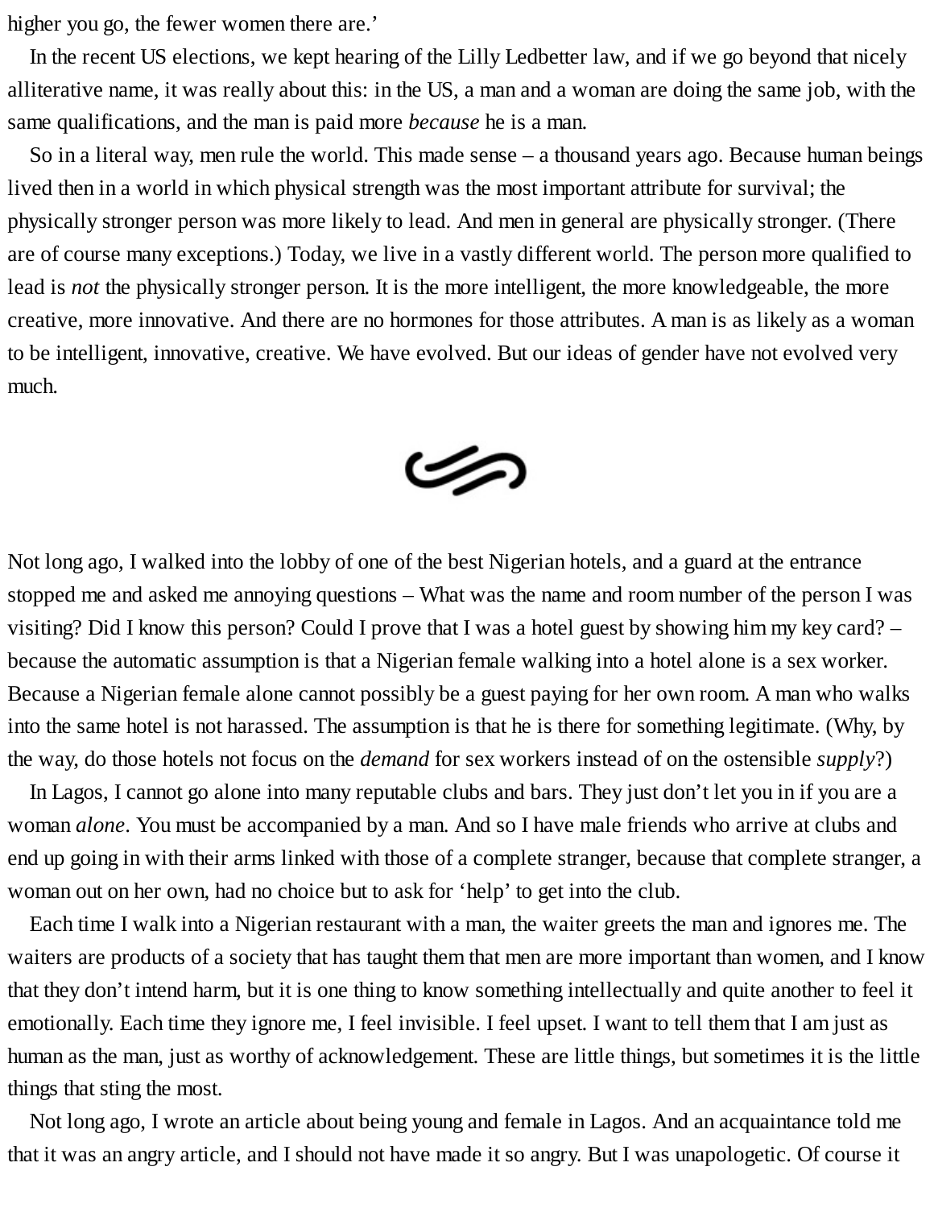higher you go, the fewer women there are.'

In the recent US elections, we kept hearing of the Lilly Ledbetter law, and if we go beyond that nicely alliterative name, it was really about this: in the US, a man and a woman are doing the same job, with the same qualifications, and the man is paid more *because* he is a man.

So in a literal way, men rule the world. This made sense – a thousand years ago. Because human beings lived then in a world in which physical strength was the most important attribute for survival; the physically stronger person was more likely to lead. And men in general are physically stronger. (There are of course many exceptions.) Today, we live in a vastly different world. The person more qualified to lead is *not* the physically stronger person. It is the more intelligent, the more knowledgeable, the more creative, more innovative. And there are no hormones for those attributes. A man is as likely as a woman to be intelligent, innovative, creative. We have evolved. But our ideas of gender have not evolved very much.

Not long ago, I walked into the lobby of one of the best Nigerian hotels, and a guard at the entrance stopped me and asked me annoying questions – What was the name and room number of the person I was visiting? Did I know this person? Could I prove that I was a hotel guest by showing him my key card? – because the automatic assumption is that a Nigerian female walking into a hotel alone is a sex worker. Because a Nigerian female alone cannot possibly be a guest paying for her own room. A man who walks into the same hotel is not harassed. The assumption is that he is there for something legitimate. (Why, by the way, do those hotels not focus on the *demand* for sex workers instead of on the ostensible *supply*?)

In Lagos, I cannot go alone into many reputable clubs and bars. They just don't let you in if you are a woman *alone*. You must be accompanied by a man. And so I have male friends who arrive at clubs and end up going in with their arms linked with those of a complete stranger, because that complete stranger, a woman out on her own, had no choice but to ask for 'help' to get into the club.

Each time I walk into a Nigerian restaurant with a man, the waiter greets the man and ignores me. The waiters are products of a society that has taught them that men are more important than women, and I know that they don't intend harm, but it is one thing to know something intellectually and quite another to feel it emotionally. Each time they ignore me, I feel invisible. I feel upset. I want to tell them that I am just as human as the man, just as worthy of acknowledgement. These are little things, but sometimes it is the little things that sting the most.

Not long ago, I wrote an article about being young and female in Lagos. And an acquaintance told me that it was an angry article, and I should not have made it so angry. But I was unapologetic. Of course it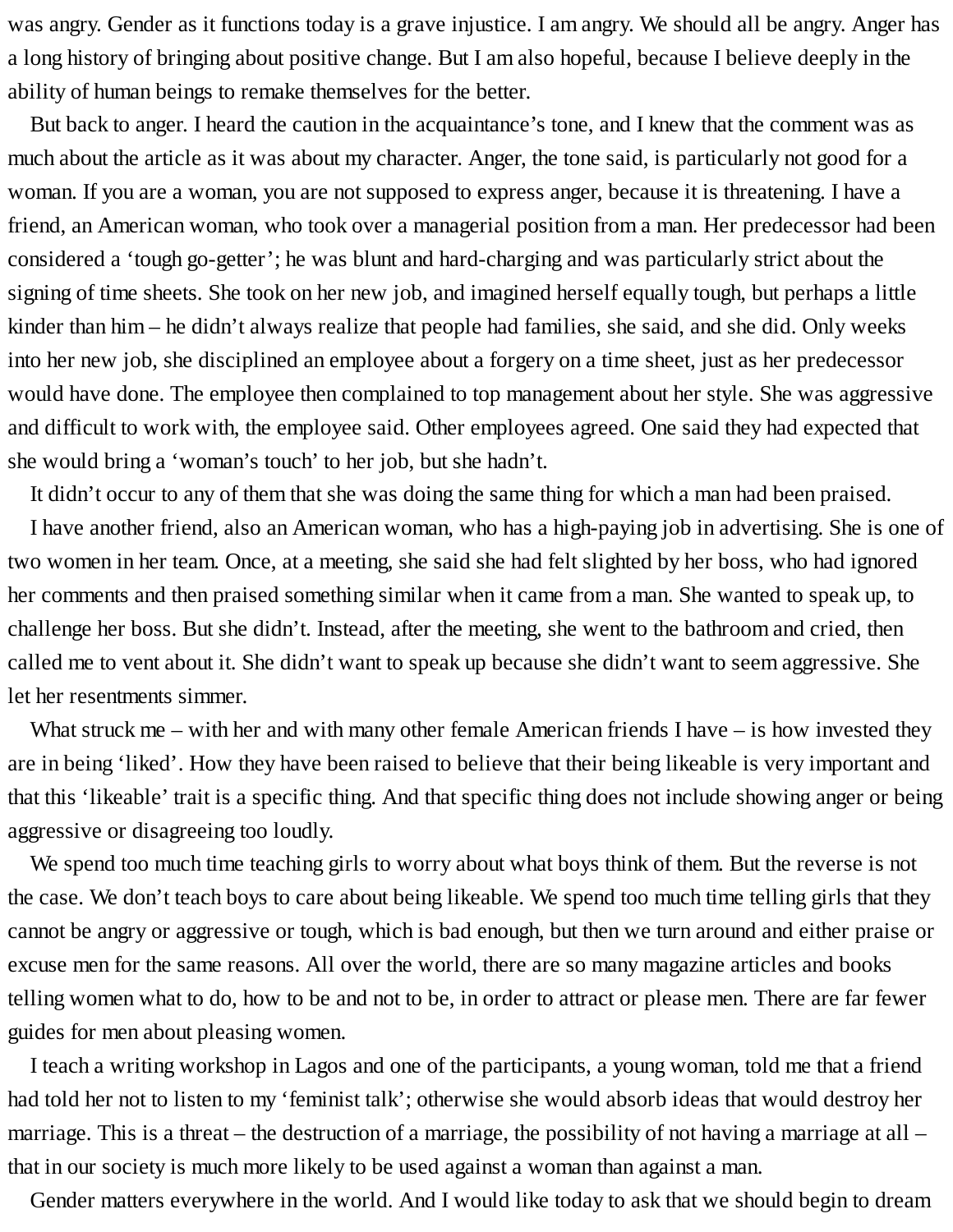was angry. Gender as it functions today is a grave injustice. I am angry. We should all be angry. Anger has a long history of bringing about positive change. But I am also hopeful, because I believe deeply in the ability of human beings to remake themselves for the better.

But back to anger. I heard the caution in the acquaintance's tone, and I knew that the comment was as much about the article as it was about my character. Anger, the tone said, is particularly not good for a woman. If you are a woman, you are not supposed to express anger, because it is threatening. I have a friend, an American woman, who took over a managerial position from a man. Her predecessor had been considered a 'tough go-getter'; he was blunt and hard-charging and was particularly strict about the signing of time sheets. She took on her new job, and imagined herself equally tough, but perhaps a little kinder than him – he didn't always realize that people had families, she said, and she did. Only weeks into her new job, she disciplined an employee about a forgery on a time sheet, just as her predecessor would have done. The employee then complained to top management about her style. She was aggressive and difficult to work with, the employee said. Other employees agreed. One said they had expected that she would bring a 'woman's touch' to her job, but she hadn't.

It didn't occur to any of them that she was doing the same thing for which a man had been praised.

I have another friend, also an American woman, who has a high-paying job in advertising. She is one of two women in her team. Once, at a meeting, she said she had felt slighted by her boss, who had ignored her comments and then praised something similar when it came from a man. She wanted to speak up, to challenge her boss. But she didn't. Instead, after the meeting, she went to the bathroom and cried, then called me to vent about it. She didn't want to speak up because she didn't want to seem aggressive. She let her resentments simmer.

What struck me – with her and with many other female American friends I have – is how invested they are in being 'liked'. How they have been raised to believe that their being likeable is very important and that this 'likeable' trait is a specific thing. And that specific thing does not include showing anger or being aggressive or disagreeing too loudly.

We spend too much time teaching girls to worry about what boys think of them. But the reverse is not the case. We don't teach boys to care about being likeable. We spend too much time telling girls that they cannot be angry or aggressive or tough, which is bad enough, but then we turn around and either praise or excuse men for the same reasons. All over the world, there are so many magazine articles and books telling women what to do, how to be and not to be, in order to attract or please men. There are far fewer guides for men about pleasing women.

I teach a writing workshop in Lagos and one of the participants, a young woman, told me that a friend had told her not to listen to my 'feminist talk'; otherwise she would absorb ideas that would destroy her marriage. This is a threat – the destruction of a marriage, the possibility of not having a marriage at all – that in our society is much more likely to be used against a woman than against a man.

Gender matters everywhere in the world. And I would like today to ask that we should begin to dream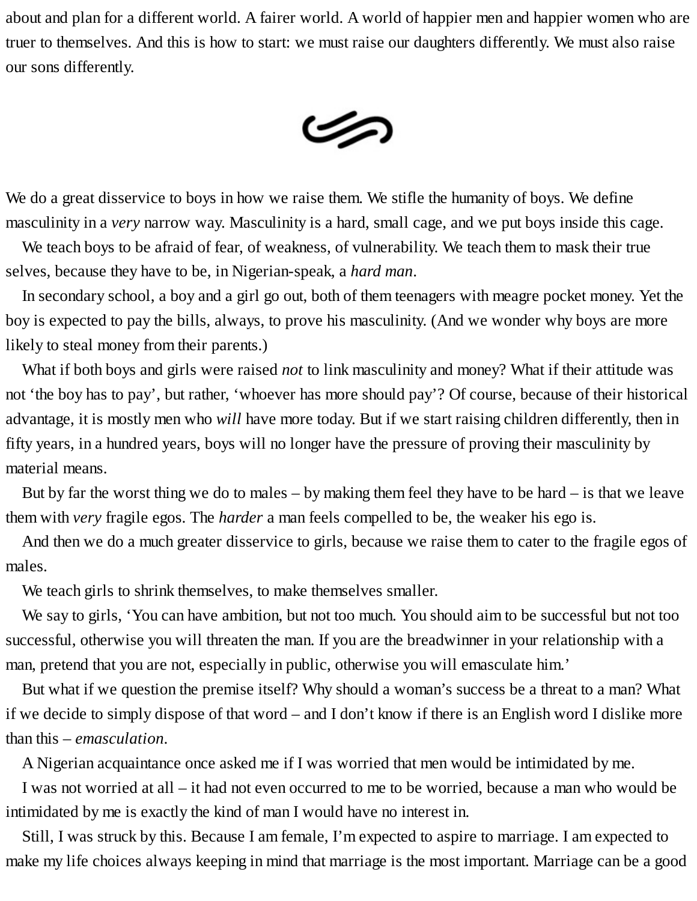about and plan for a different world. A fairer world. A world of happier men and happier women who are truer to themselves. And this is how to start: we must raise our daughters differently. We must also raise our sons differently.

We do a great disservice to boys in how we raise them. We stifle the humanity of boys. We define masculinity in a *very* narrow way. Masculinity is a hard, small cage, and we put boys inside this cage.

We teach boys to be afraid of fear, of weakness, of vulnerability. We teach them to mask their true selves, because they have to be, in Nigerian-speak, a *hard man*.

In secondary school, a boy and a girl go out, both of them teenagers with meagre pocket money. Yet the boy is expected to pay the bills, always, to prove his masculinity. (And we wonder why boys are more likely to steal money from their parents.)

What if both boys and girls were raised *not* to link masculinity and money? What if their attitude was not 'the boy has to pay', but rather, 'whoever has more should pay'? Of course, because of their historical advantage, it is mostly men who *will* have more today. But if we start raising children differently, then in fifty years, in a hundred years, boys will no longer have the pressure of proving their masculinity by material means.

But by far the worst thing we do to males – by making them feel they have to be hard – is that we leave them with *very* fragile egos. The *harder* a man feels compelled to be, the weaker his ego is.

And then we do a much greater disservice to girls, because we raise them to cater to the fragile egos of males.

We teach girls to shrink themselves, to make themselves smaller.

We say to girls, 'You can have ambition, but not too much. You should aim to be successful but not too successful, otherwise you will threaten the man. If you are the breadwinner in your relationship with a man, pretend that you are not, especially in public, otherwise you will emasculate him.'

But what if we question the premise itself? Why should a woman's success be a threat to a man? What if we decide to simply dispose of that word – and I don't know if there is an English word I dislike more than this – *emasculation*.

A Nigerian acquaintance once asked me if I was worried that men would be intimidated by me.

I was not worried at all – it had not even occurred to me to be worried, because a man who would be intimidated by me is exactly the kind of man I would have no interest in.

Still, I was struck by this. Because I am female, I'm expected to aspire to marriage. I am expected to make my life choices always keeping in mind that marriage is the most important. Marriage can be a good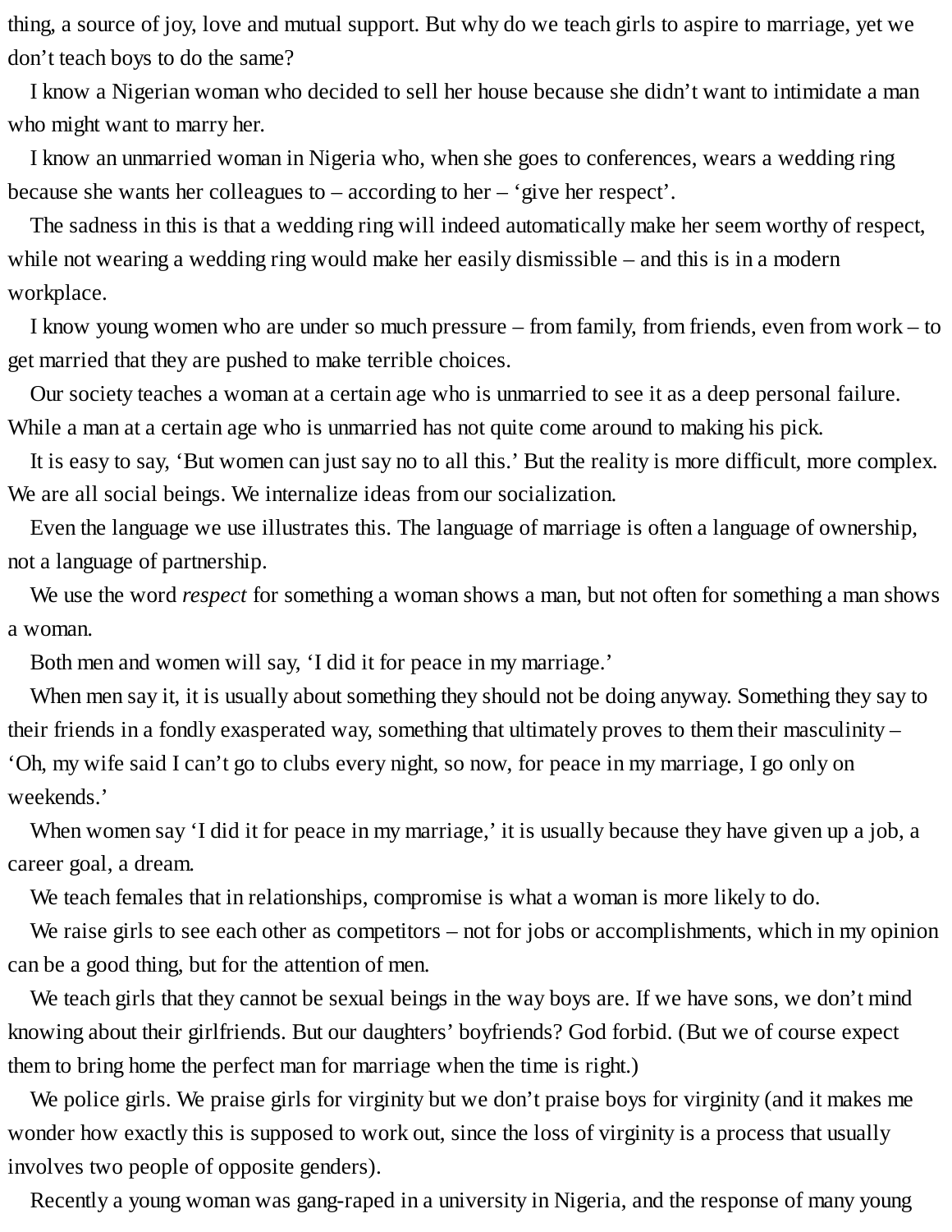thing, a source of joy, love and mutual support. But why do we teach girls to aspire to marriage, yet we don't teach boys to do the same?

I know a Nigerian woman who decided to sell her house because she didn't want to intimidate a man who might want to marry her.

I know an unmarried woman in Nigeria who, when she goes to conferences, wears a wedding ring because she wants her colleagues to – according to her – 'give her respect'.

The sadness in this is that a wedding ring will indeed automatically make her seem worthy of respect, while not wearing a wedding ring would make her easily dismissible – and this is in a modern workplace.

I know young women who are under so much pressure – from family, from friends, even from work – to get married that they are pushed to make terrible choices.

Our society teaches a woman at a certain age who is unmarried to see it as a deep personal failure. While a man at a certain age who is unmarried has not quite come around to making his pick.

It is easy to say, 'But women can just say no to all this.' But the reality is more difficult, more complex. We are all social beings. We internalize ideas from our socialization.

Even the language we use illustrates this. The language of marriage is often a language of ownership, not a language of partnership.

We use the word *respect* for something a woman shows a man, but not often for something a man shows a woman.

Both men and women will say, 'I did it for peace in my marriage.'

When men say it, it is usually about something they should not be doing anyway. Something they say to their friends in a fondly exasperated way, something that ultimately proves to them their masculinity – 'Oh, my wife said I can't go to clubs every night, so now, for peace in my marriage, I go only on weekends.'

When women say 'I did it for peace in my marriage,' it is usually because they have given up a job, a career goal, a dream.

We teach females that in relationships, compromise is what a woman is more likely to do.

We raise girls to see each other as competitors – not for jobs or accomplishments, which in my opinion can be a good thing, but for the attention of men.

We teach girls that they cannot be sexual beings in the way boys are. If we have sons, we don't mind knowing about their girlfriends. But our daughters' boyfriends? God forbid. (But we of course expect them to bring home the perfect man for marriage when the time is right.)

We police girls. We praise girls for virginity but we don't praise boys for virginity (and it makes me wonder how exactly this is supposed to work out, since the loss of virginity is a process that usually involves two people of opposite genders).

Recently a young woman was gang-raped in a university in Nigeria, and the response of many young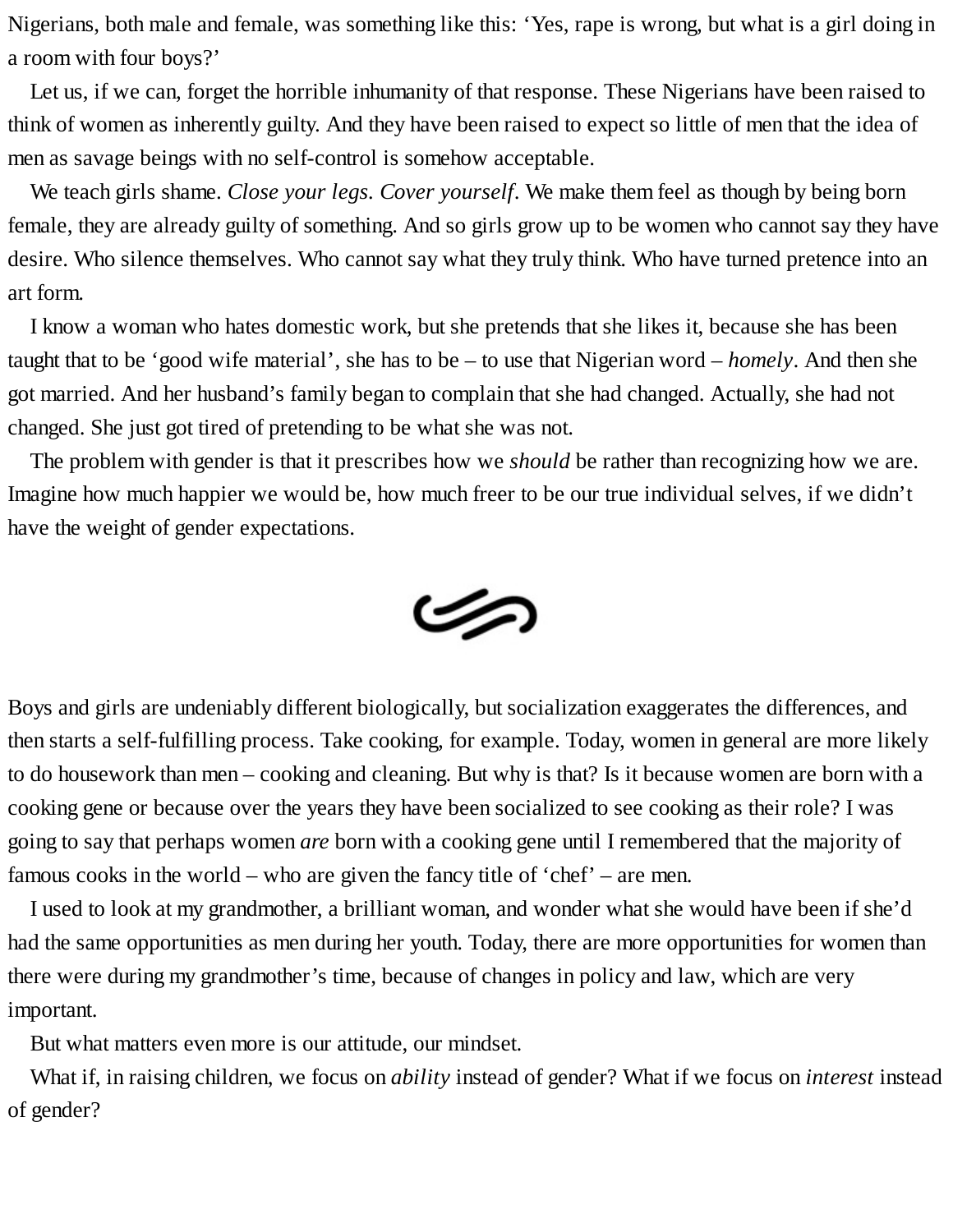Nigerians, both male and female, was something like this: 'Yes, rape is wrong, but what is a girl doing in a room with four boys?'

Let us, if we can, forget the horrible inhumanity of that response. These Nigerians have been raised to think of women as inherently guilty. And they have been raised to expect so little of men that the idea of men as savage beings with no self-control is somehow acceptable.

We teach girls shame. *Close your legs*. *Cover yourself*. We make them feel as though by being born female, they are already guilty of something. And so girls grow up to be women who cannot say they have desire. Who silence themselves. Who cannot say what they truly think. Who have turned pretence into an art form.

I know a woman who hates domestic work, but she pretends that she likes it, because she has been taught that to be 'good wife material', she has to be – to use that Nigerian word – *homely*. And then she got married. And her husband's family began to complain that she had changed. Actually, she had not changed. She just got tired of pretending to be what she was not.

The problem with gender is that it prescribes how we *should* be rather than recognizing how we are. Imagine how much happier we would be, how much freer to be our true individual selves, if we didn't have the weight of gender expectations.

---

Boys and girls are undeniably different biologically, but socialization exaggerates the differences, and then starts a self-fulfilling process. Take cooking, for example. Today, women in general are more likely to do housework than men – cooking and cleaning. But why is that? Is it because women are born with a cooking gene or because over the years they have been socialized to see cooking as their role? I was going to say that perhaps women *are* born with a cooking gene until I remembered that the majority of famous cooks in the world – who are given the fancy title of 'chef' – are men.

I used to look at my grandmother, a brilliant woman, and wonder what she would have been if she'd had the same opportunities as men during her youth. Today, there are more opportunities for women than there were during my grandmother's time, because of changes in policy and law, which are very important.

But what matters even more is our attitude, our mindset.

What if, in raising children, we focus on *ability* instead of gender? What if we focus on *interest* instead of gender?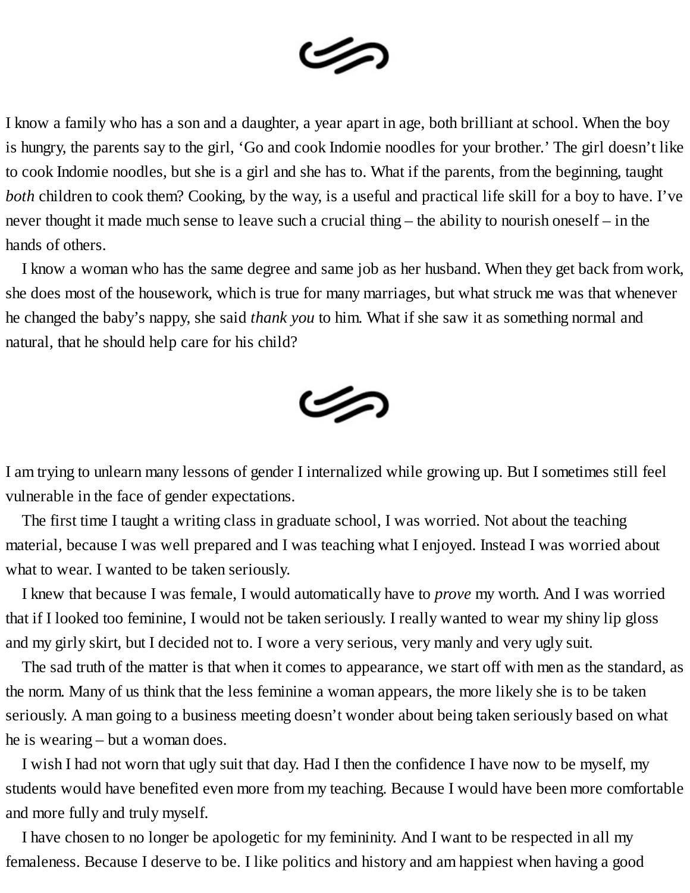I know a family who has a son and a daughter, a year apart in age, both brilliant at school. When the boy is hungry, the parents say to the girl, 'Go and cook Indomie noodles for your brother.' The girl doesn't like to cook Indomie noodles, but she is a girl and she has to. What if the parents, from the beginning, taught *both* children to cook them? Cooking, by the way, is a useful and practical life skill for a boy to have. I've never thought it made much sense to leave such a crucial thing – the ability to nourish oneself – in the hands of others.

I know a woman who has the same degree and same job as her husband. When they get back from work, she does most of the housework, which is true for many marriages, but what struck me was that whenever he changed the baby's nappy, she said *thank you* to him. What if she saw it as something normal and natural, that he should help care for his child?

I am trying to unlearn many lessons of gender I internalized while growing up. But I sometimes still feel vulnerable in the face of gender expectations.

The first time I taught a writing class in graduate school, I was worried. Not about the teaching material, because I was well prepared and I was teaching what I enjoyed. Instead I was worried about what to wear. I wanted to be taken seriously.

I knew that because I was female, I would automatically have to *prove* my worth. And I was worried that if I looked too feminine, I would not be taken seriously. I really wanted to wear my shiny lip gloss and my girly skirt, but I decided not to. I wore a very serious, very manly and very ugly suit.

The sad truth of the matter is that when it comes to appearance, we start off with men as the standard, as the norm. Many of us think that the less feminine a woman appears, the more likely she is to be taken seriously. A man going to a business meeting doesn't wonder about being taken seriously based on what he is wearing – but a woman does.

I wish I had not worn that ugly suit that day. Had I then the confidence I have now to be myself, my students would have benefited even more from my teaching. Because I would have been more comfortable and more fully and truly myself.

I have chosen to no longer be apologetic for my femininity. And I want to be respected in all my femaleness. Because I deserve to be. I like politics and history and am happiest when having a good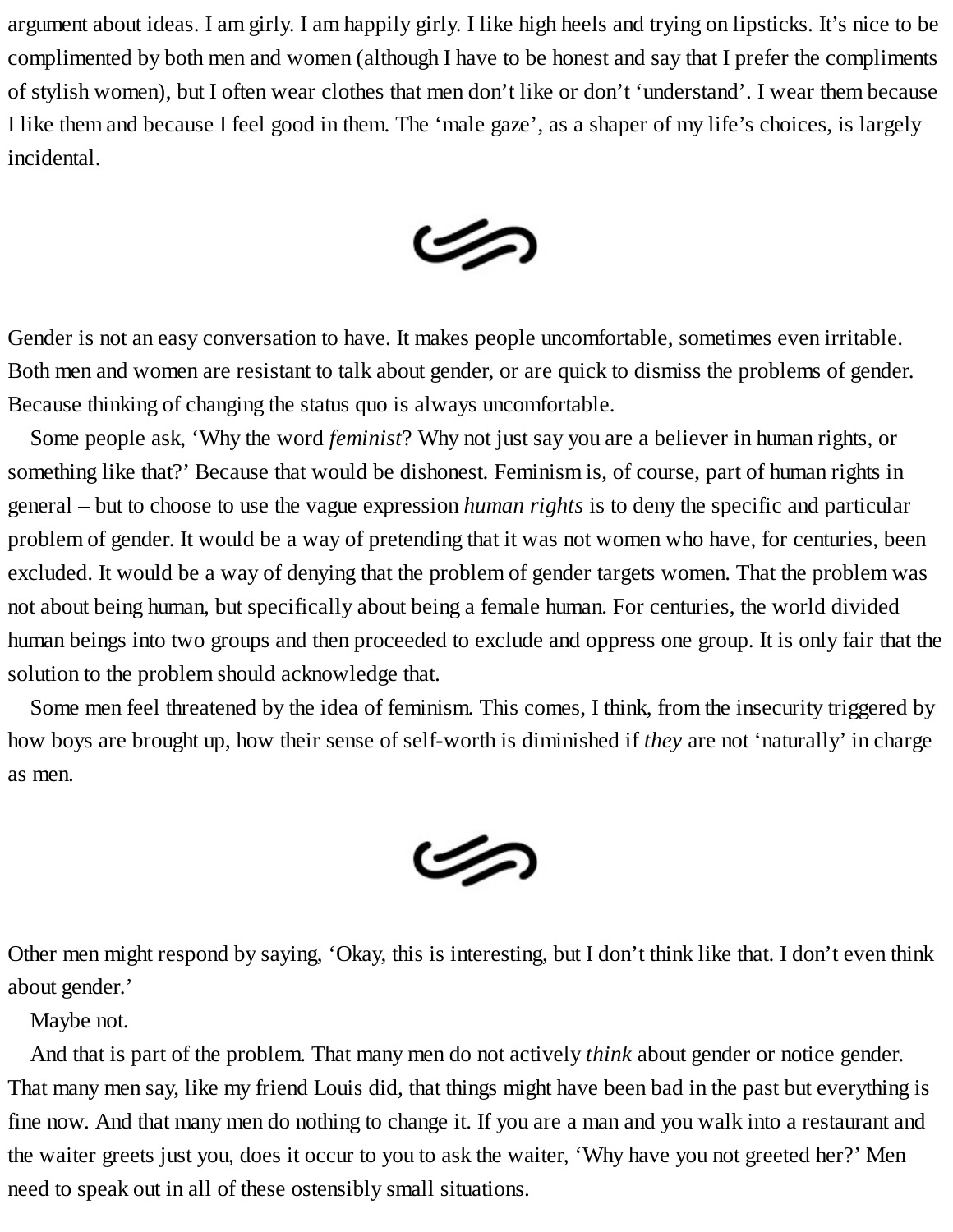argument about ideas. I am girly. I am happily girly. I like high heels and trying on lipsticks. It's nice to be complimented by both men and women (although I have to be honest and say that I prefer the compliments of stylish women), but I often wear clothes that men don't like or don't 'understand'. I wear them because I like them and because I feel good in them. The 'male gaze', as a shaper of my life's choices, is largely incidental.

Gender is not an easy conversation to have. It makes people uncomfortable, sometimes even irritable. Both men and women are resistant to talk about gender, or are quick to dismiss the problems of gender. Because thinking of changing the status quo is always uncomfortable.

Some people ask, 'Why the word *feminist*? Why not just say you are a believer in human rights, or something like that?' Because that would be dishonest. Feminism is, of course, part of human rights in general – but to choose to use the vague expression *human rights* is to deny the specific and particular problem of gender. It would be a way of pretending that it was not women who have, for centuries, been excluded. It would be a way of denying that the problem of gender targets women. That the problem was not about being human, but specifically about being a female human. For centuries, the world divided human beings into two groups and then proceeded to exclude and oppress one group. It is only fair that the solution to the problem should acknowledge that.

Some men feel threatened by the idea of feminism. This comes, I think, from the insecurity triggered by how boys are brought up, how their sense of self-worth is diminished if *they* are not 'naturally' in charge as men.

Other men might respond by saying, 'Okay, this is interesting, but I don't think like that. I don't even think about gender.'

Maybe not.

And that is part of the problem. That many men do not actively *think* about gender or notice gender. That many men say, like my friend Louis did, that things might have been bad in the past but everything is fine now. And that many men do nothing to change it. If you are a man and you walk into a restaurant and the waiter greets just you, does it occur to you to ask the waiter, 'Why have you not greeted her?' Men need to speak out in all of these ostensibly small situations.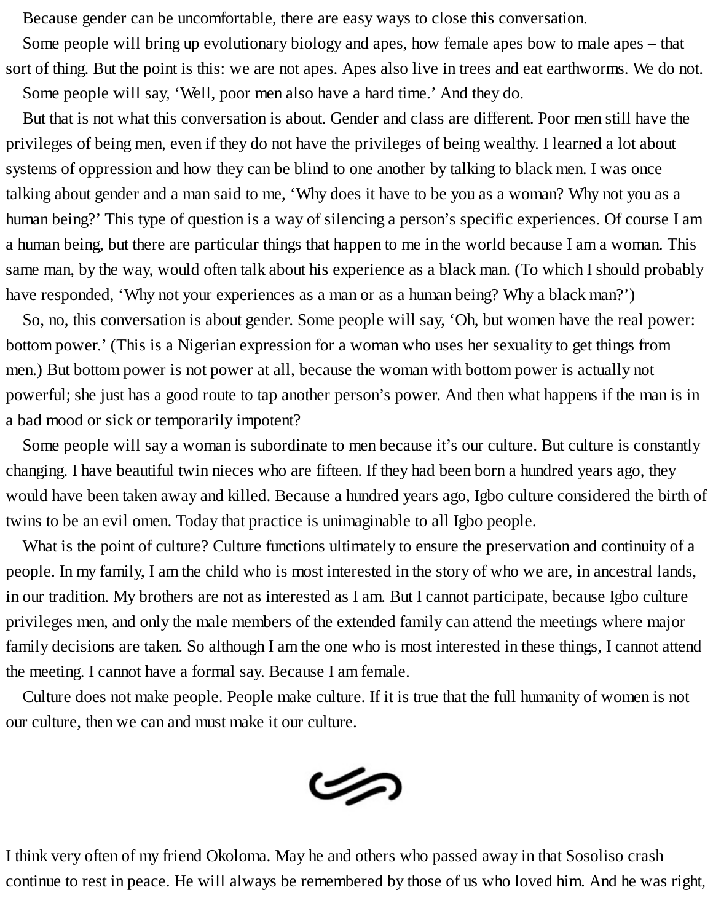Because gender can be uncomfortable, there are easy ways to close this conversation.

Some people will bring up evolutionary biology and apes, how female apes bow to male apes – that sort of thing. But the point is this: we are not apes. Apes also live in trees and eat earthworms. We do not.

Some people will say, 'Well, poor men also have a hard time.' And they do.

But that is not what this conversation is about. Gender and class are different. Poor men still have the privileges of being men, even if they do not have the privileges of being wealthy. I learned a lot about systems of oppression and how they can be blind to one another by talking to black men. I was once talking about gender and a man said to me, 'Why does it have to be you as a woman? Why not you as a human being?' This type of question is a way of silencing a person's specific experiences. Of course I am a human being, but there are particular things that happen to me in the world because I am a woman. This same man, by the way, would often talk about his experience as a black man. (To which I should probably have responded, 'Why not your experiences as a man or as a human being? Why a black man?')

So, no, this conversation is about gender. Some people will say, 'Oh, but women have the real power: bottom power.' (This is a Nigerian expression for a woman who uses her sexuality to get things from men.) But bottom power is not power at all, because the woman with bottom power is actually not powerful; she just has a good route to tap another person's power. And then what happens if the man is in a bad mood or sick or temporarily impotent?

Some people will say a woman is subordinate to men because it's our culture. But culture is constantly changing. I have beautiful twin nieces who are fifteen. If they had been born a hundred years ago, they would have been taken away and killed. Because a hundred years ago, Igbo culture considered the birth of twins to be an evil omen. Today that practice is unimaginable to all Igbo people.

What is the point of culture? Culture functions ultimately to ensure the preservation and continuity of a people. In my family, I am the child who is most interested in the story of who we are, in ancestral lands, in our tradition. My brothers are not as interested as I am. But I cannot participate, because Igbo culture privileges men, and only the male members of the extended family can attend the meetings where major family decisions are taken. So although I am the one who is most interested in these things, I cannot attend the meeting. I cannot have a formal say. Because I am female.

Culture does not make people. People make culture. If it is true that the full humanity of women is not our culture, then we can and must make it our culture.

I think very often of my friend Okoloma. May he and others who passed away in that Sosoliso crash continue to rest in peace. He will always be remembered by those of us who loved him. And he was right,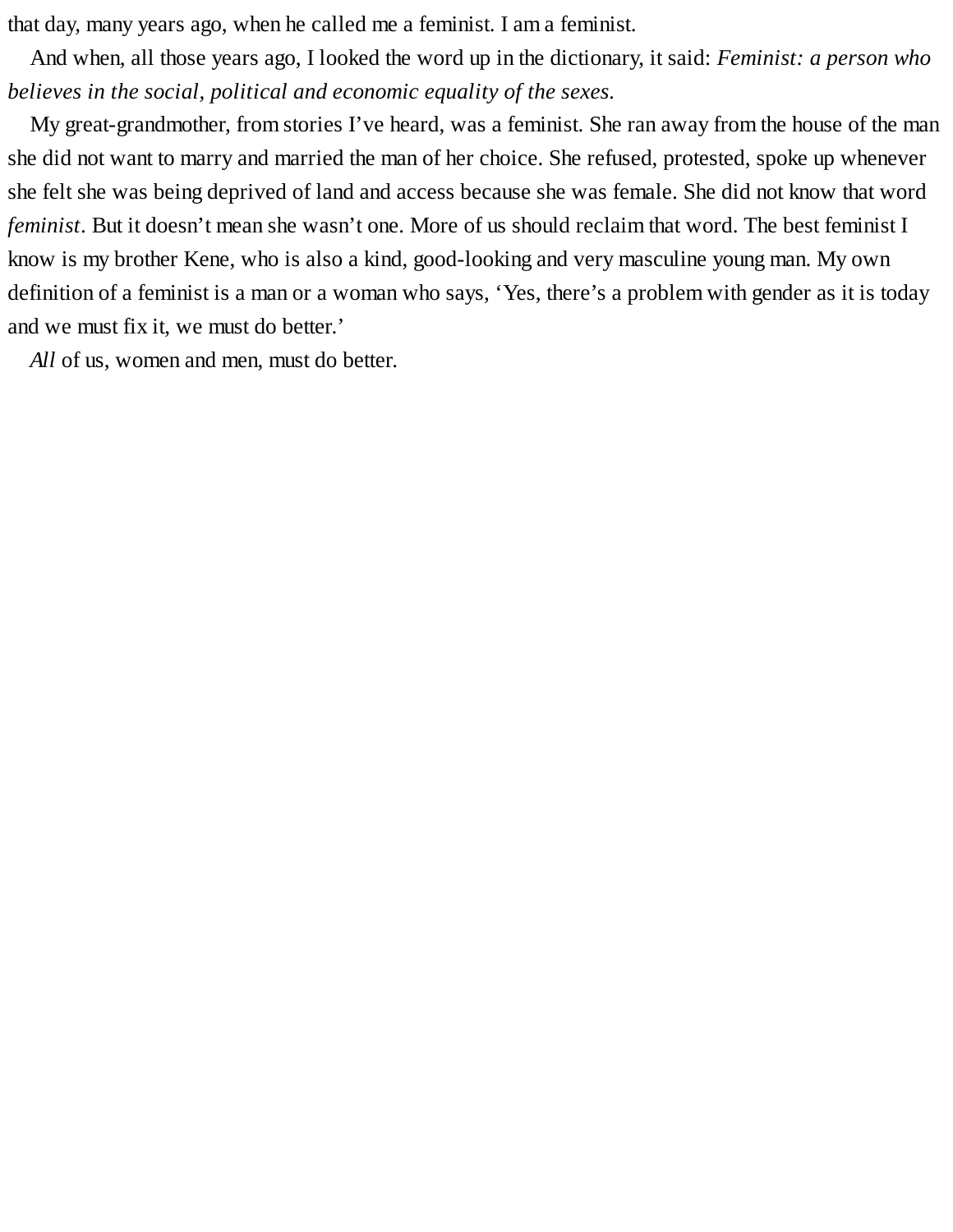that day, many years ago, when he called me a feminist. I am a feminist.

And when, all those years ago, I looked the word up in the dictionary, it said: *Feminist: a person who believes in the social, political and economic equality of the sexes.*

My great-grandmother, from stories I've heard, was a feminist. She ran away from the house of the man she did not want to marry and married the man of her choice. She refused, protested, spoke up whenever she felt she was being deprived of land and access because she was female. She did not know that word *feminist*. But it doesn't mean she wasn't one. More of us should reclaim that word. The best feminist I know is my brother Kene, who is also a kind, good-looking and very masculine young man. My own definition of a feminist is a man or a woman who says, 'Yes, there's a problem with gender as it is today and we must fix it, we must do better.'

*All* of us, women and men, must do better.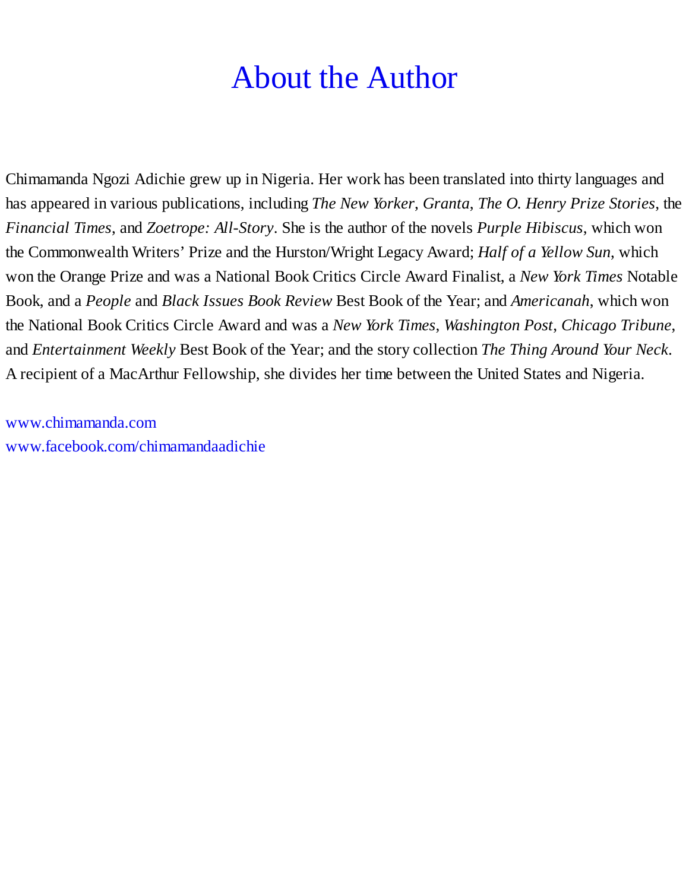# About the Author

Chimamanda Ngozi Adichie grew up in Nigeria. Her work has been translated into thirty languages and has appeared in various publications, including *The New Yorker*, *Granta*, *The O. Henry Prize Stories*, the *Financial Times*, and *Zoetrope: All-Story*. She is the author of the novels *Purple Hibiscus*, which won the Commonwealth Writers' Prize and the Hurston/Wright Legacy Award; *Half of a Yellow Sun*, which won the Orange Prize and was a National Book Critics Circle Award Finalist, a *New York Times* Notable Book, and a *People* and *Black Issues Book Review* Best Book of the Year; and *Americanah*, which won the National Book Critics Circle Award and was a *New York Times*, *Washington Post*, *Chicago Tribune*, and *Entertainment Weekly* Best Book of the Year; and the story collection *The Thing Around Your Neck*. A recipient of a MacArthur Fellowship, she divides her time between the United States and Nigeria.

www.chimamanda.com
www.facebook.com/chimamandaadichie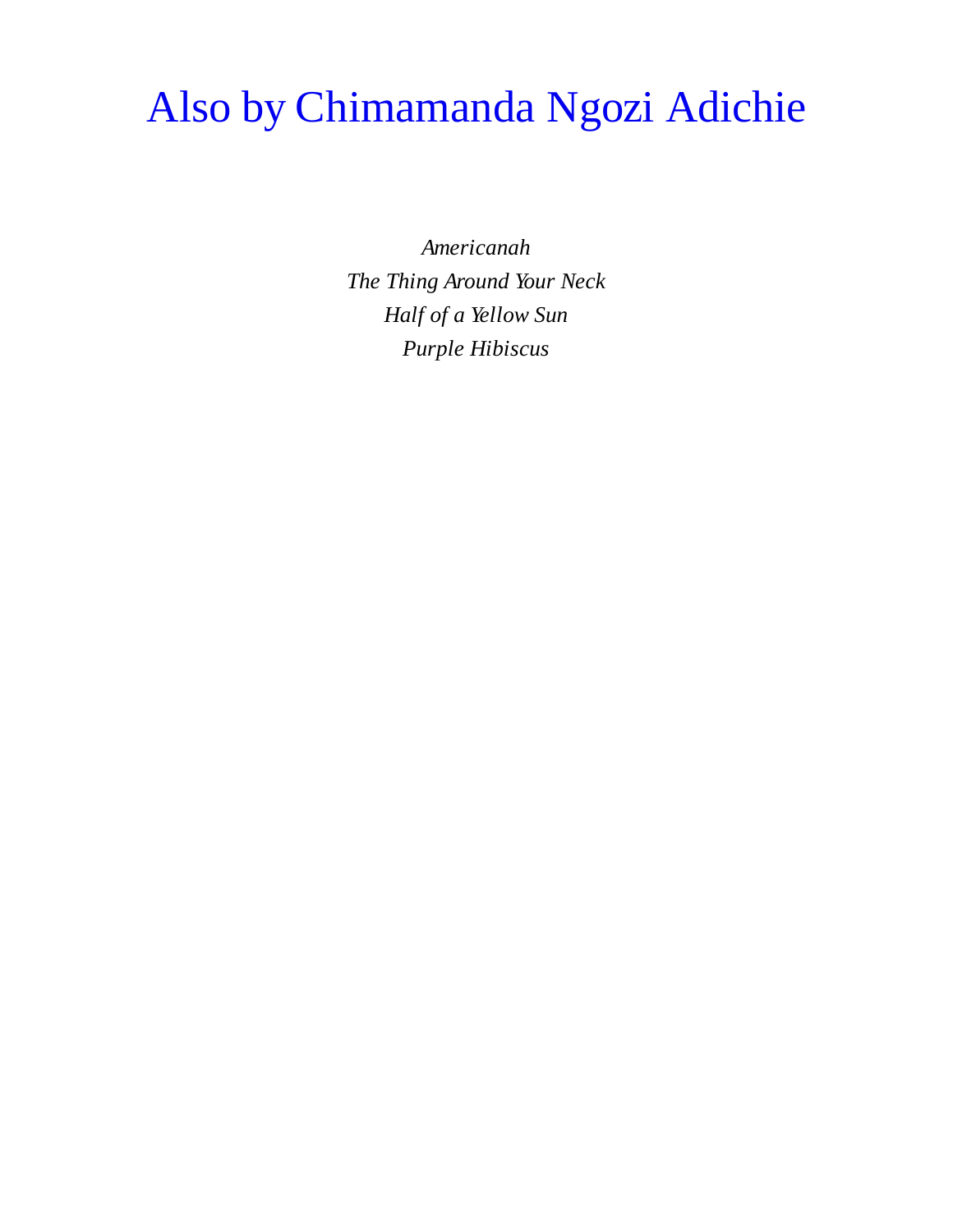# Also by Chimamanda Ngozi Adichie

*Americanah*
*The Thing Around Your Neck*
*Half of a Yellow Sun*
*Purple Hibiscus*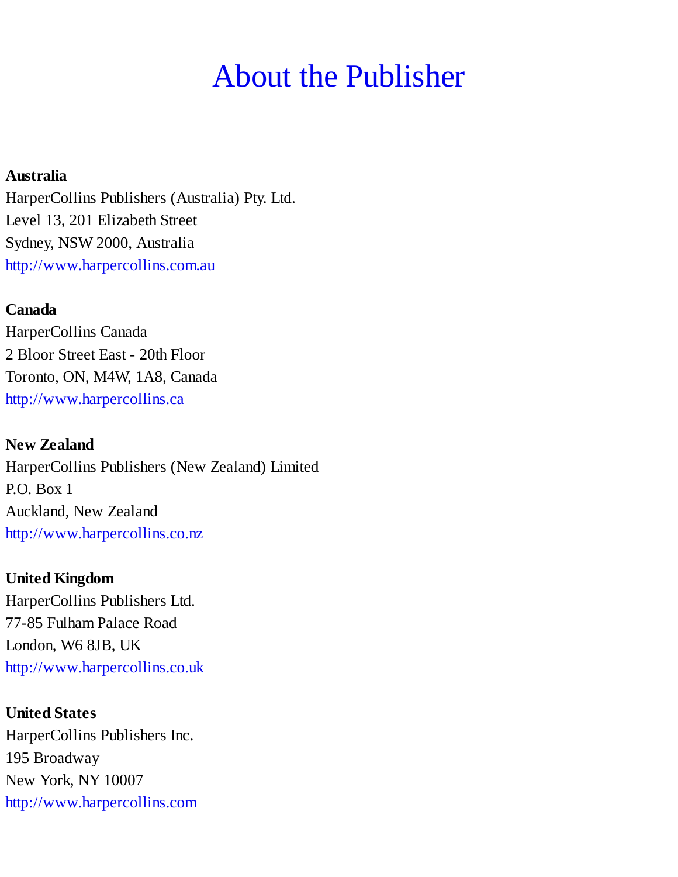# About the Publisher

**Australia**
HarperCollins Publishers (Australia) Pty. Ltd.
Level 13, 201 Elizabeth Street
Sydney, NSW 2000, Australia
http://www.harpercollins.com.au

**Canada**
HarperCollins Canada
2 Bloor Street East - 20th Floor
Toronto, ON, M4W, 1A8, Canada
http://www.harpercollins.ca

**New Zealand**
HarperCollins Publishers (New Zealand) Limited
P.O. Box 1
Auckland, New Zealand
http://www.harpercollins.co.nz

**United Kingdom**
HarperCollins Publishers Ltd.
77-85 Fulham Palace Road
London, W6 8JB, UK
http://www.harpercollins.co.uk

**United States**
HarperCollins Publishers Inc.
195 Broadway
New York, NY 10007
http://www.harpercollins.com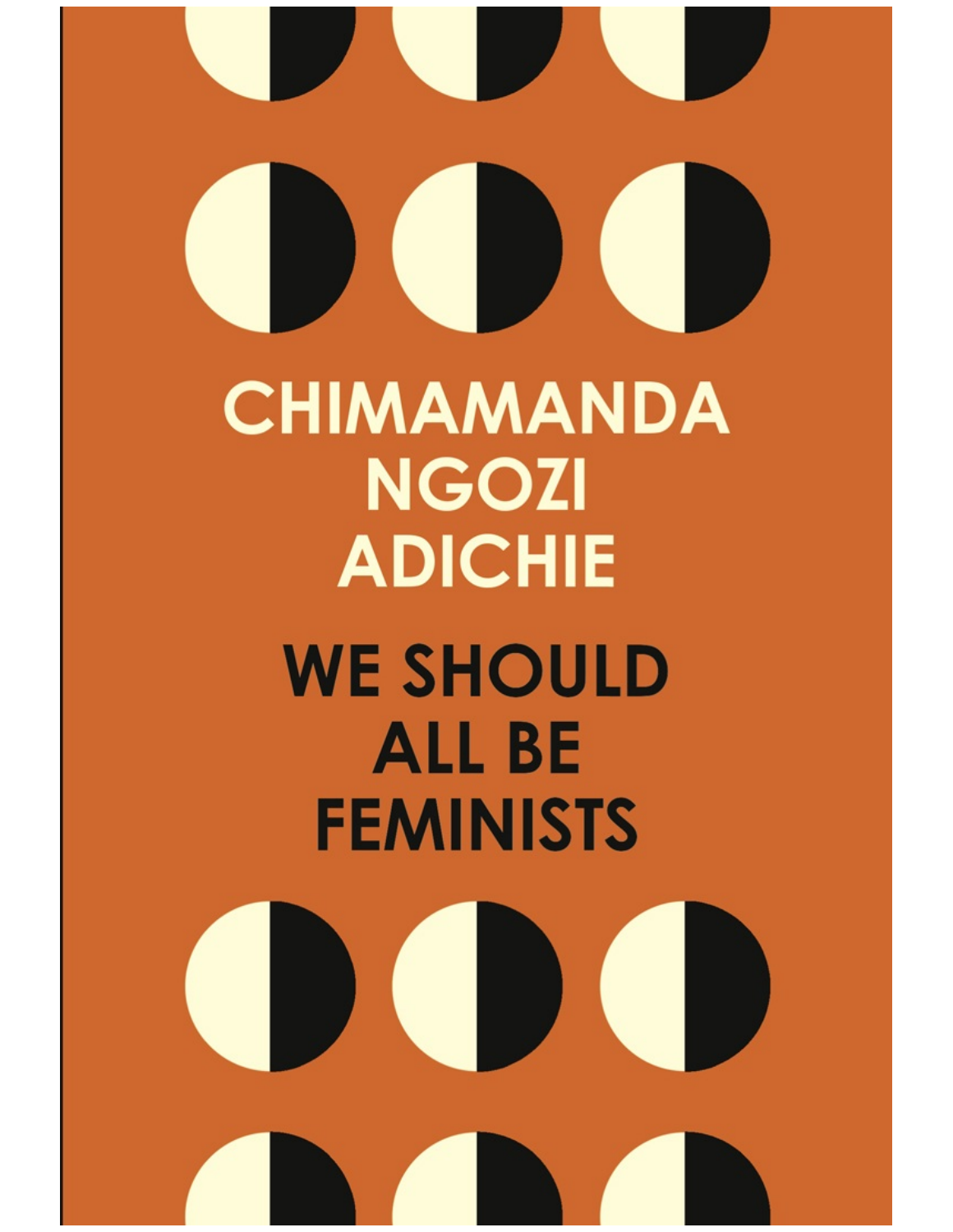CHIMAMANDA NGOZI ADICHIE

WE SHOULD ALL BE FEMINISTS